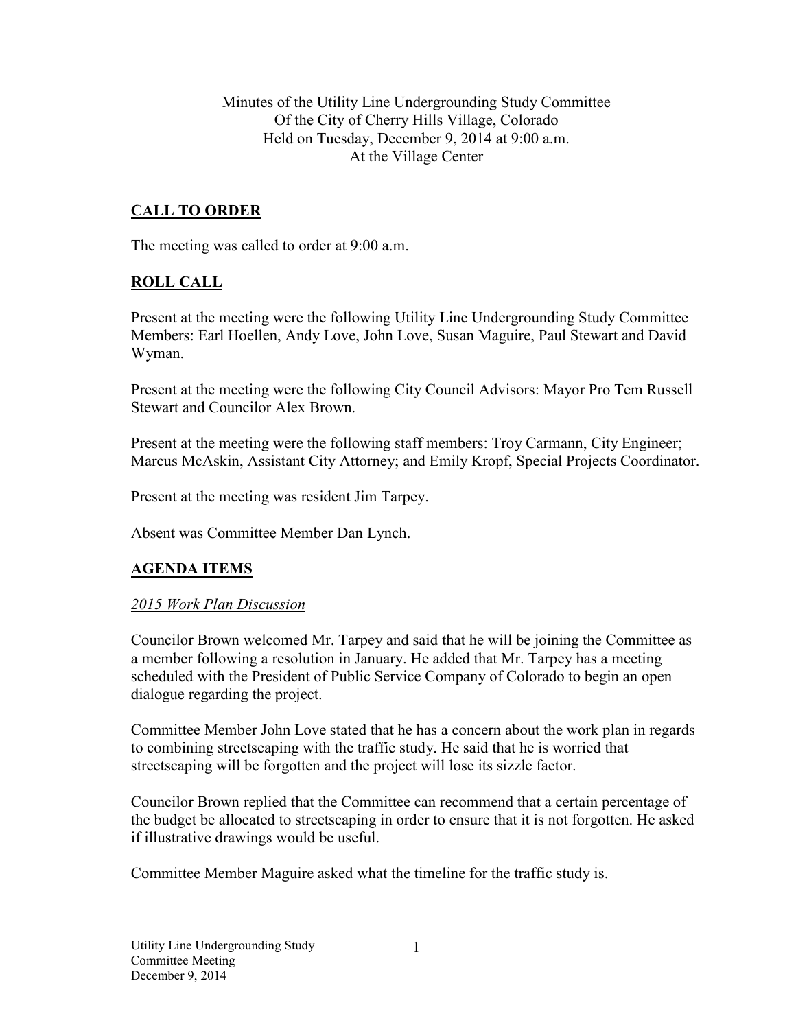Minutes of the Utility Line Undergrounding Study Committee
Of the City of Cherry Hills Village, Colorado
Held on Tuesday, December 9, 2014 at 9:00 a.m.
At the Village Center

## CALL TO ORDER

The meeting was called to order at 9:00 a.m.

## ROLL CALL

Present at the meeting were the following Utility Line Undergrounding Study Committee Members: Earl Hoellen, Andy Love, John Love, Susan Maguire, Paul Stewart and David Wyman.

Present at the meeting were the following City Council Advisors: Mayor Pro Tem Russell Stewart and Councilor Alex Brown.

Present at the meeting were the following staff members: Troy Carmann, City Engineer; Marcus McAskin, Assistant City Attorney; and Emily Kropf, Special Projects Coordinator.

Present at the meeting was resident Jim Tarpey.

Absent was Committee Member Dan Lynch.

## AGENDA ITEMS

### *2015 Work Plan Discussion*

Councilor Brown welcomed Mr. Tarpey and said that he will be joining the Committee as a member following a resolution in January. He added that Mr. Tarpey has a meeting scheduled with the President of Public Service Company of Colorado to begin an open dialogue regarding the project.

Committee Member John Love stated that he has a concern about the work plan in regards to combining streetscaping with the traffic study. He said that he is worried that streetscaping will be forgotten and the project will lose its sizzle factor.

Councilor Brown replied that the Committee can recommend that a certain percentage of the budget be allocated to streetscaping in order to ensure that it is not forgotten. He asked if illustrative drawings would be useful.

Committee Member Maguire asked what the timeline for the traffic study is.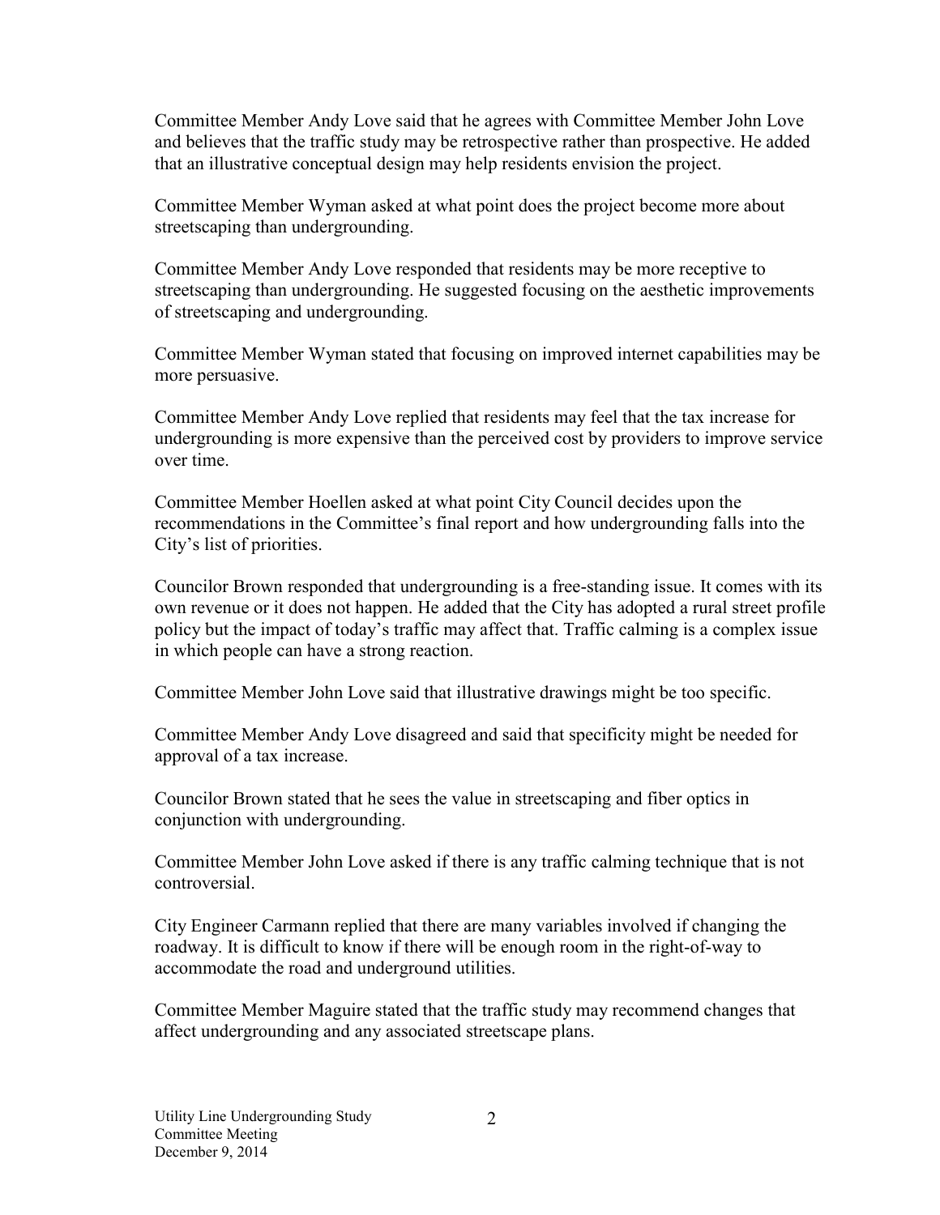Committee Member Andy Love said that he agrees with Committee Member John Love and believes that the traffic study may be retrospective rather than prospective. He added that an illustrative conceptual design may help residents envision the project.

Committee Member Wyman asked at what point does the project become more about streetscaping than undergrounding.

Committee Member Andy Love responded that residents may be more receptive to streetscaping than undergrounding. He suggested focusing on the aesthetic improvements of streetscaping and undergrounding.

Committee Member Wyman stated that focusing on improved internet capabilities may be more persuasive.

Committee Member Andy Love replied that residents may feel that the tax increase for undergrounding is more expensive than the perceived cost by providers to improve service over time.

Committee Member Hoellen asked at what point City Council decides upon the recommendations in the Committee's final report and how undergrounding falls into the City's list of priorities.

Councilor Brown responded that undergrounding is a free-standing issue. It comes with its own revenue or it does not happen. He added that the City has adopted a rural street profile policy but the impact of today's traffic may affect that. Traffic calming is a complex issue in which people can have a strong reaction.

Committee Member John Love said that illustrative drawings might be too specific.

Committee Member Andy Love disagreed and said that specificity might be needed for approval of a tax increase.

Councilor Brown stated that he sees the value in streetscaping and fiber optics in conjunction with undergrounding.

Committee Member John Love asked if there is any traffic calming technique that is not controversial.

City Engineer Carmann replied that there are many variables involved if changing the roadway. It is difficult to know if there will be enough room in the right-of-way to accommodate the road and underground utilities.

Committee Member Maguire stated that the traffic study may recommend changes that affect undergrounding and any associated streetscape plans.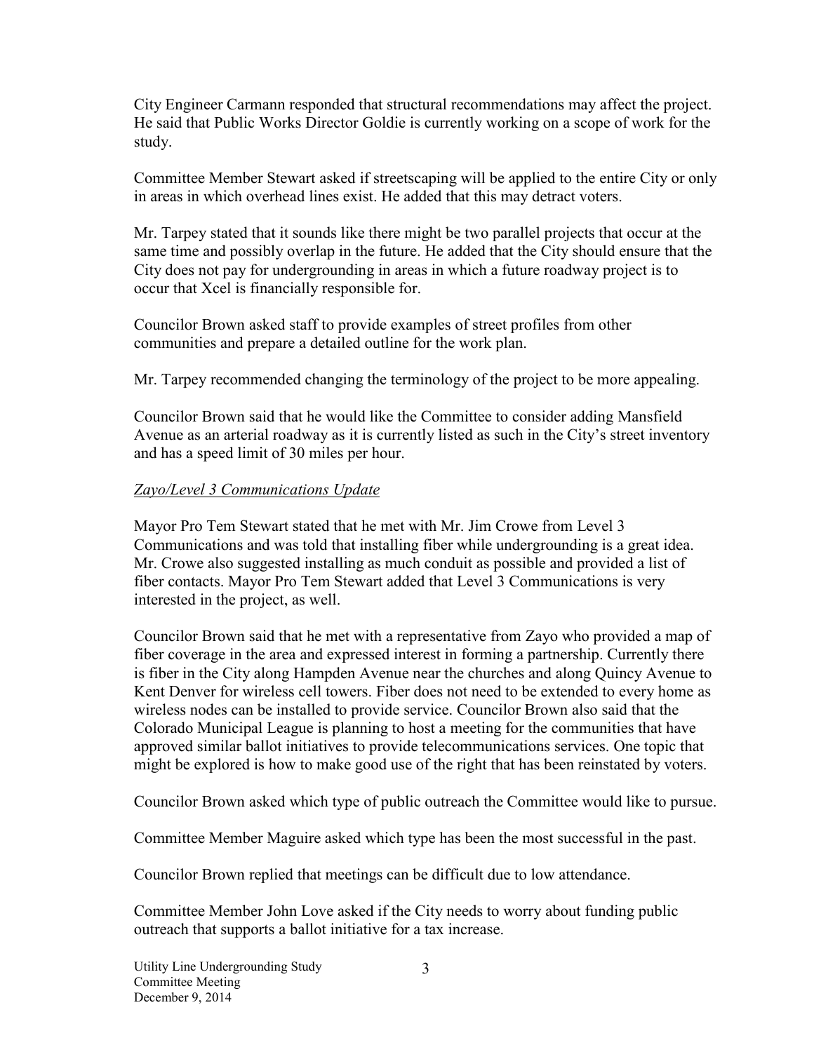City Engineer Carmann responded that structural recommendations may affect the project. He said that Public Works Director Goldie is currently working on a scope of work for the study.

Committee Member Stewart asked if streetscaping will be applied to the entire City or only in areas in which overhead lines exist. He added that this may detract voters.

Mr. Tarpey stated that it sounds like there might be two parallel projects that occur at the same time and possibly overlap in the future. He added that the City should ensure that the City does not pay for undergrounding in areas in which a future roadway project is to occur that Xcel is financially responsible for.

Councilor Brown asked staff to provide examples of street profiles from other communities and prepare a detailed outline for the work plan.

Mr. Tarpey recommended changing the terminology of the project to be more appealing.

Councilor Brown said that he would like the Committee to consider adding Mansfield Avenue as an arterial roadway as it is currently listed as such in the City's street inventory and has a speed limit of 30 miles per hour.

*Zayo/Level 3 Communications Update*

Mayor Pro Tem Stewart stated that he met with Mr. Jim Crowe from Level 3 Communications and was told that installing fiber while undergrounding is a great idea. Mr. Crowe also suggested installing as much conduit as possible and provided a list of fiber contacts. Mayor Pro Tem Stewart added that Level 3 Communications is very interested in the project, as well.

Councilor Brown said that he met with a representative from Zayo who provided a map of fiber coverage in the area and expressed interest in forming a partnership. Currently there is fiber in the City along Hampden Avenue near the churches and along Quincy Avenue to Kent Denver for wireless cell towers. Fiber does not need to be extended to every home as wireless nodes can be installed to provide service. Councilor Brown also said that the Colorado Municipal League is planning to host a meeting for the communities that have approved similar ballot initiatives to provide telecommunications services. One topic that might be explored is how to make good use of the right that has been reinstated by voters.

Councilor Brown asked which type of public outreach the Committee would like to pursue.

Committee Member Maguire asked which type has been the most successful in the past.

Councilor Brown replied that meetings can be difficult due to low attendance.

Committee Member John Love asked if the City needs to worry about funding public outreach that supports a ballot initiative for a tax increase.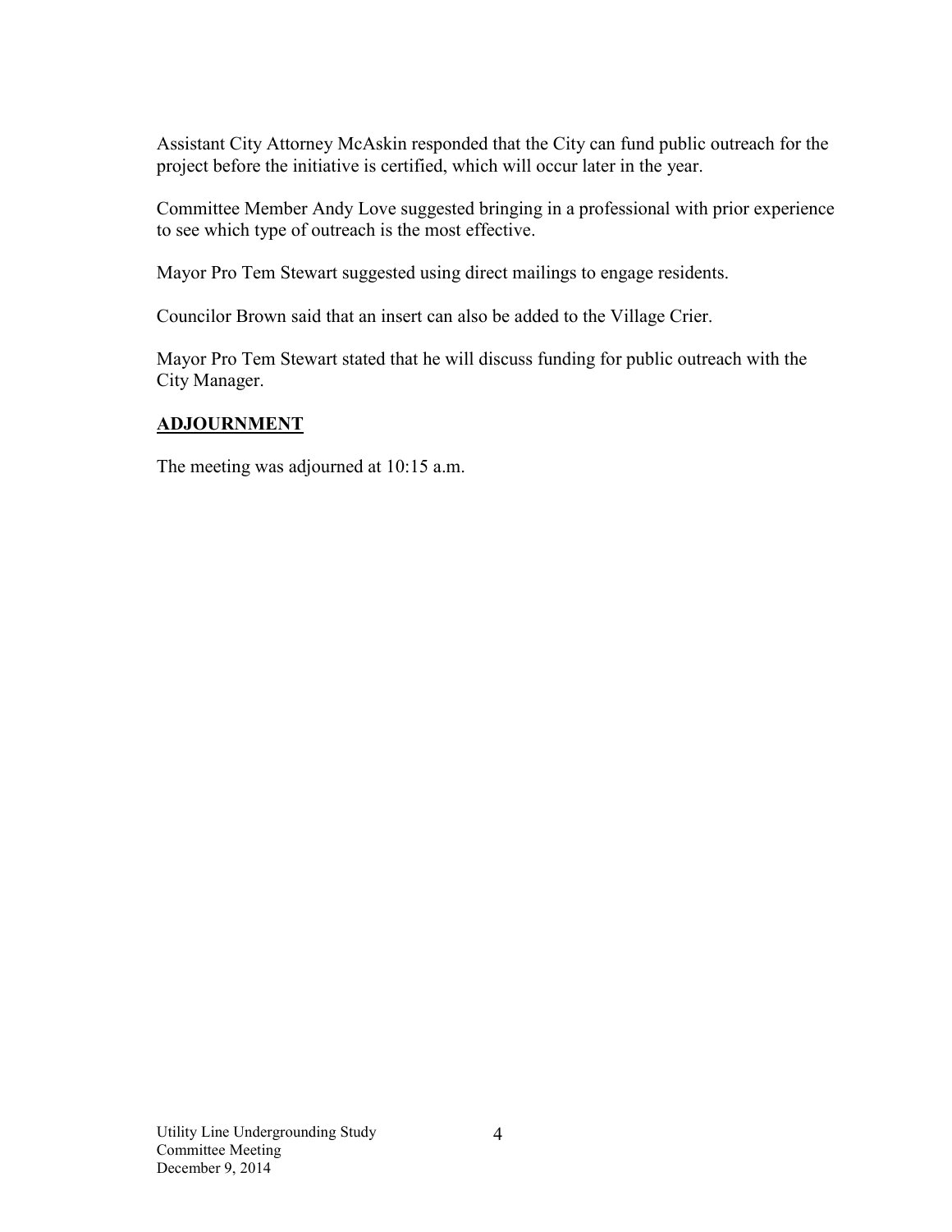Assistant City Attorney McAskin responded that the City can fund public outreach for the project before the initiative is certified, which will occur later in the year.

Committee Member Andy Love suggested bringing in a professional with prior experience to see which type of outreach is the most effective.

Mayor Pro Tem Stewart suggested using direct mailings to engage residents.

Councilor Brown said that an insert can also be added to the Village Crier.

Mayor Pro Tem Stewart stated that he will discuss funding for public outreach with the City Manager.

## ADJOURNMENT

The meeting was adjourned at 10:15 a.m.